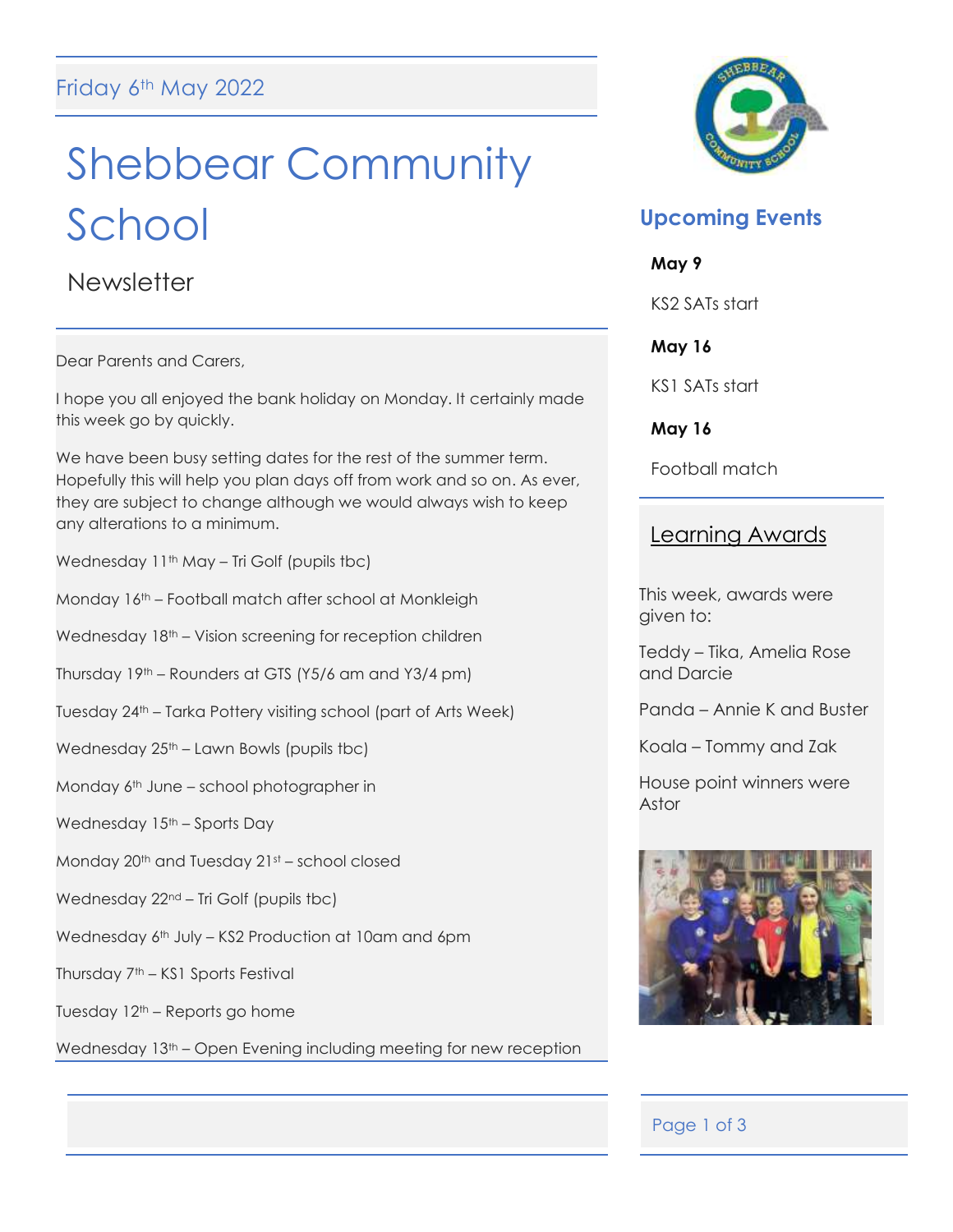Friday 6th May 2022

# Shebbear Community School

## Newsletter

Dear Parents and Carers,

I hope you all enjoyed the bank holiday on Monday. It certainly made this week go by quickly.

We have been busy setting dates for the rest of the summer term. Hopefully this will help you plan days off from work and so on. As ever, they are subject to change although we would always wish to keep any alterations to a minimum.

Wednesday 11th May – Tri Golf (pupils tbc)

Monday 16th – Football match after school at Monkleigh

Wednesday 18th – Vision screening for reception children

Thursday 19th – Rounders at GTS (Y5/6 am and Y3/4 pm)

Tuesday 24th – Tarka Pottery visiting school (part of Arts Week)

Wednesday 25th – Lawn Bowls (pupils tbc)

Monday 6th June – school photographer in

Wednesday 15th – Sports Day

Monday 20th and Tuesday 21st – school closed

Wednesday 22nd – Tri Golf (pupils tbc)

Wednesday 6th July – KS2 Production at 10am and 6pm

Thursday 7th – KS1 Sports Festival

Tuesday 12th – Reports go home

Wednesday 13th – Open Evening including meeting for new reception

## Upcoming Events

**May 9**

KS2 SATs start

**May 16**

KS1 SATs start

**May 16**

Football match

## Learning Awards

This week, awards were given to:

Teddy – Tika, Amelia Rose and Darcie

Panda – Annie K and Buster

Koala – Tommy and Zak

House point winners were Astor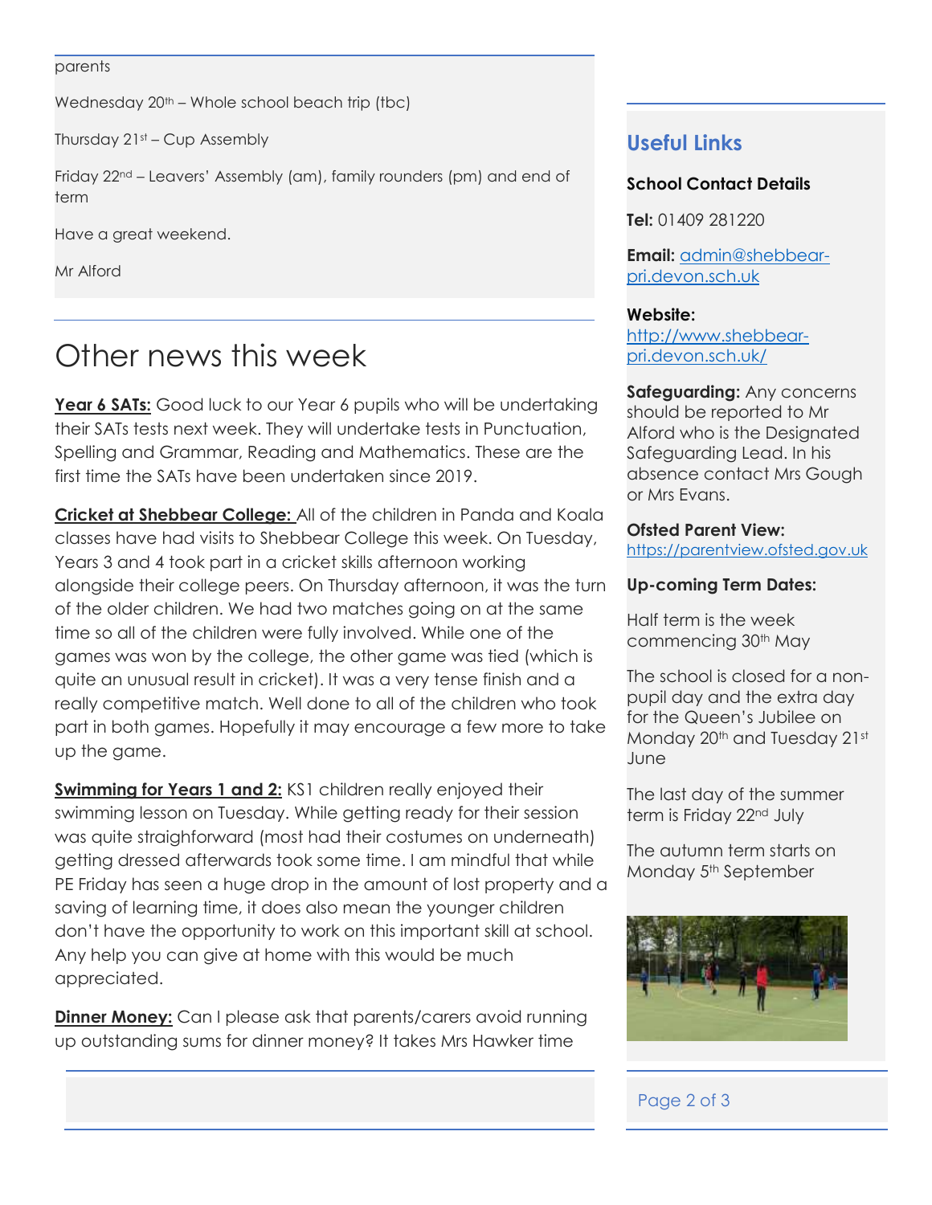parents

Wednesday 20th – Whole school beach trip (tbc)

Thursday 21st – Cup Assembly

Friday 22nd – Leavers' Assembly (am), family rounders (pm) and end of term

Have a great weekend.

Mr Alford

# Other news this week

**Year 6 SATs:** Good luck to our Year 6 pupils who will be undertaking their SATs tests next week. They will undertake tests in Punctuation, Spelling and Grammar, Reading and Mathematics. These are the first time the SATs have been undertaken since 2019.

**Cricket at Shebbear College:** All of the children in Panda and Koala classes have had visits to Shebbear College this week. On Tuesday, Years 3 and 4 took part in a cricket skills afternoon working alongside their college peers. On Thursday afternoon, it was the turn of the older children. We had two matches going on at the same time so all of the children were fully involved. While one of the games was won by the college, the other game was tied (which is quite an unusual result in cricket). It was a very tense finish and a really competitive match. Well done to all of the children who took part in both games. Hopefully it may encourage a few more to take up the game.

**Swimming for Years 1 and 2:** KS1 children really enjoyed their swimming lesson on Tuesday. While getting ready for their session was quite straighforward (most had their costumes on underneath) getting dressed afterwards took some time. I am mindful that while PE Friday has seen a huge drop in the amount of lost property and a saving of learning time, it does also mean the younger children don't have the opportunity to work on this important skill at school. Any help you can give at home with this would be much appreciated.

**Dinner Money:** Can I please ask that parents/carers avoid running up outstanding sums for dinner money? It takes Mrs Hawker time

## Useful Links

**School Contact Details**

**Tel:** 01409 281220

**Email:** admin@shebbear-pri.devon.sch.uk

**Website:** http://www.shebbear-pri.devon.sch.uk/

**Safeguarding:** Any concerns should be reported to Mr Alford who is the Designated Safeguarding Lead. In his absence contact Mrs Gough or Mrs Evans.

**Ofsted Parent View:** https://parentview.ofsted.gov.uk

**Up-coming Term Dates:**

Half term is the week commencing 30th May

The school is closed for a non-pupil day and the extra day for the Queen's Jubilee on Monday 20th and Tuesday 21st June

The last day of the summer term is Friday 22nd July

The autumn term starts on Monday 5th September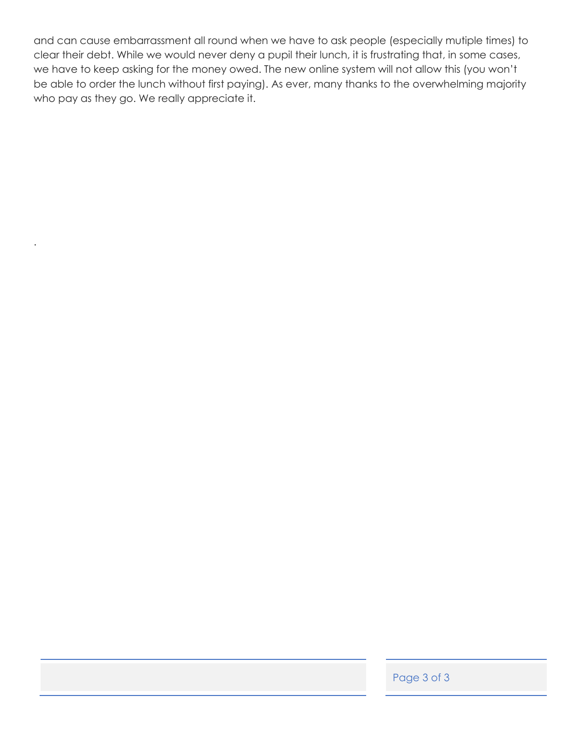and can cause embarrassment all round when we have to ask people (especially mutiple times) to clear their debt. While we would never deny a pupil their lunch, it is frustrating that, in some cases, we have to keep asking for the money owed. The new online system will not allow this (you won't be able to order the lunch without first paying). As ever, many thanks to the overwhelming majority who pay as they go. We really appreciate it.

.